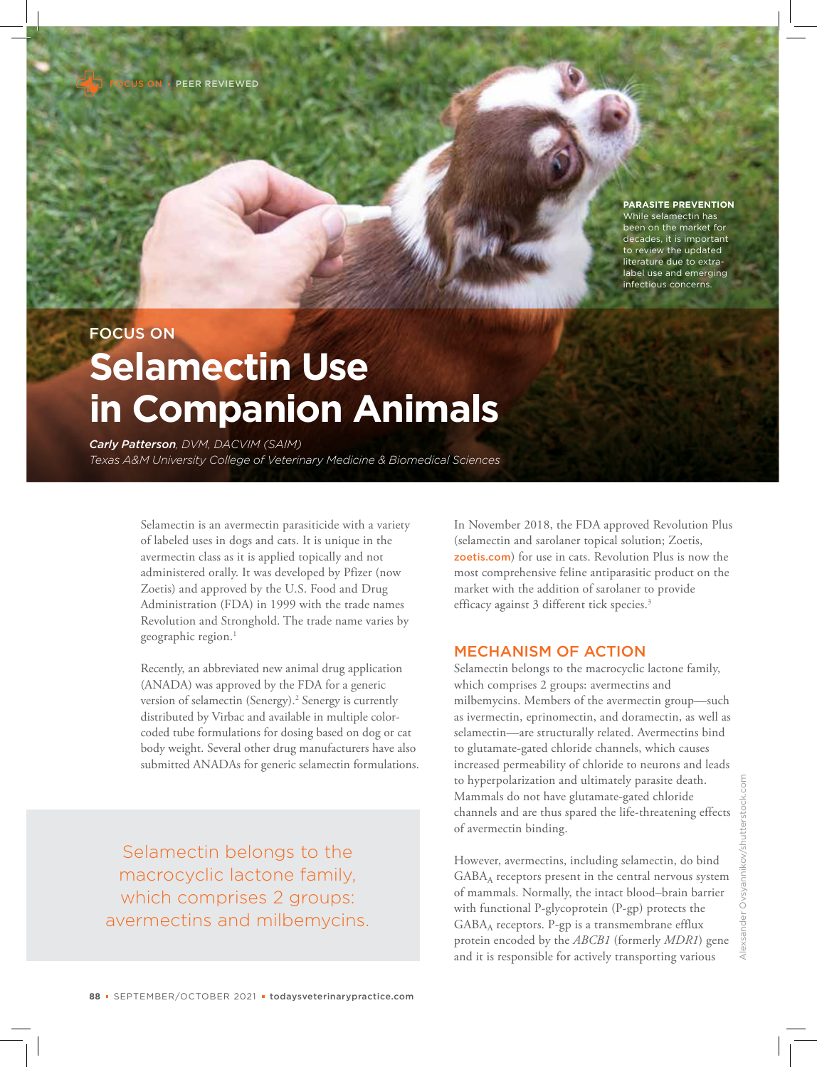FOCUS ON • PEER REVIEWED

**PARASITE PREVENTION**
While selamectin has been on the market for decades, it is important to review the updated literature due to extra-label use and emerging infectious concerns.

FOCUS ON

# Selamectin Use in Companion Animals

***Carly Patterson**, DVM, DACVIM (SAIM)*
*Texas A&M University College of Veterinary Medicine & Biomedical Sciences*

Selamectin is an avermectin parasiticide with a variety of labeled uses in dogs and cats. It is unique in the avermectin class as it is applied topically and not administered orally. It was developed by Pfizer (now Zoetis) and approved by the U.S. Food and Drug Administration (FDA) in 1999 with the trade names Revolution and Stronghold. The trade name varies by geographic region.[1]

Recently, an abbreviated new animal drug application (ANADA) was approved by the FDA for a generic version of selamectin (Senergy).[2] Senergy is currently distributed by Virbac and available in multiple color-coded tube formulations for dosing based on dog or cat body weight. Several other drug manufacturers have also submitted ANADAs for generic selamectin formulations.

> Selamectin belongs to the macrocyclic lactone family, which comprises 2 groups: avermectins and milbemycins.

In November 2018, the FDA approved Revolution Plus (selamectin and sarolaner topical solution; Zoetis, zoetis.com) for use in cats. Revolution Plus is now the most comprehensive feline antiparasitic product on the market with the addition of sarolaner to provide efficacy against 3 different tick species.[3]

## MECHANISM OF ACTION

Selamectin belongs to the macrocyclic lactone family, which comprises 2 groups: avermectins and milbemycins. Members of the avermectin group—such as ivermectin, eprinomectin, and doramectin, as well as selamectin—are structurally related. Avermectins bind to glutamate-gated chloride channels, which causes increased permeability of chloride to neurons and leads to hyperpolarization and ultimately parasite death. Mammals do not have glutamate-gated chloride channels and are thus spared the life-threatening effects of avermectin binding.

However, avermectins, including selamectin, do bind $GABA_A$ receptors present in the central nervous system of mammals. Normally, the intact blood–brain barrier with functional P-glycoprotein (P-gp) protects the $GABA_A$ receptors. P-gp is a transmembrane efflux protein encoded by the *ABCB1* (formerly *MDR1*) gene and it is responsible for actively transporting various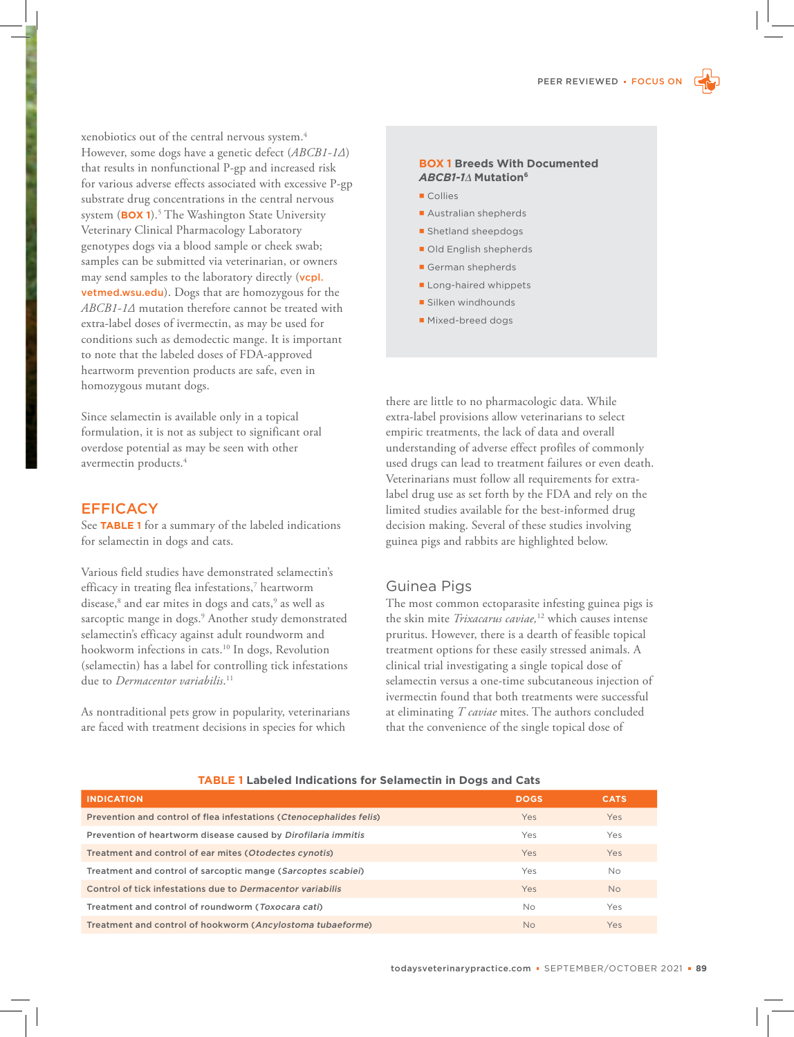xenobiotics out of the central nervous system.[4] However, some dogs have a genetic defect (*ABCB1-1Δ*) that results in nonfunctional P-gp and increased risk for various adverse effects associated with excessive P-gp substrate drug concentrations in the central nervous system (**BOX 1**).[5] The Washington State University Veterinary Clinical Pharmacology Laboratory genotypes dogs via a blood sample or cheek swab; samples can be submitted via veterinarian, or owners may send samples to the laboratory directly (vcpl.vetmed.wsu.edu). Dogs that are homozygous for the *ABCB1-1Δ* mutation therefore cannot be treated with extra-label doses of ivermectin, as may be used for conditions such as demodectic mange. It is important to note that the labeled doses of FDA-approved heartworm prevention products are safe, even in homozygous mutant dogs.

Since selamectin is available only in a topical formulation, it is not as subject to significant oral overdose potential as may be seen with other avermectin products.[4]

**BOX 1 Breeds With Documented *ABCB1-1Δ* Mutation[6]**

- Collies
- Australian shepherds
- Shetland sheepdogs
- Old English shepherds
- German shepherds
- Long-haired whippets
- Silken windhounds
- Mixed-breed dogs

## EFFICACY

See **TABLE 1** for a summary of the labeled indications for selamectin in dogs and cats.

Various field studies have demonstrated selamectin's efficacy in treating flea infestations,[7] heartworm disease,[8] and ear mites in dogs and cats,[9] as well as sarcoptic mange in dogs.[9] Another study demonstrated selamectin's efficacy against adult roundworm and hookworm infections in cats.[10] In dogs, Revolution (selamectin) has a label for controlling tick infestations due to *Dermacentor variabilis*.[11]

As nontraditional pets grow in popularity, veterinarians are faced with treatment decisions in species for which there are little to no pharmacologic data. While extra-label provisions allow veterinarians to select empiric treatments, the lack of data and overall understanding of adverse effect profiles of commonly used drugs can lead to treatment failures or even death. Veterinarians must follow all requirements for extra-label drug use as set forth by the FDA and rely on the limited studies available for the best-informed drug decision making. Several of these studies involving guinea pigs and rabbits are highlighted below.

### Guinea Pigs

The most common ectoparasite infesting guinea pigs is the skin mite *Trixacarus caviae*,[12] which causes intense pruritus. However, there is a dearth of feasible topical treatment options for these easily stressed animals. A clinical trial investigating a single topical dose of selamectin versus a one-time subcutaneous injection of ivermectin found that both treatments were successful at eliminating *T caviae* mites. The authors concluded that the convenience of the single topical dose of

**TABLE 1 Labeled Indications for Selamectin in Dogs and Cats**

| INDICATION | DOGS | CATS |
|---|---|---|
| Prevention and control of flea infestations (*Ctenocephalides felis*) | Yes | Yes |
| Prevention of heartworm disease caused by *Dirofilaria immitis* | Yes | Yes |
| Treatment and control of ear mites (*Otodectes cynotis*) | Yes | Yes |
| Treatment and control of sarcoptic mange (*Sarcoptes scabiei*) | Yes | No |
| Control of tick infestations due to *Dermacentor variabilis* | Yes | No |
| Treatment and control of roundworm (*Toxocara cati*) | No | Yes |
| Treatment and control of hookworm (*Ancylostoma tubaeforme*) | No | Yes |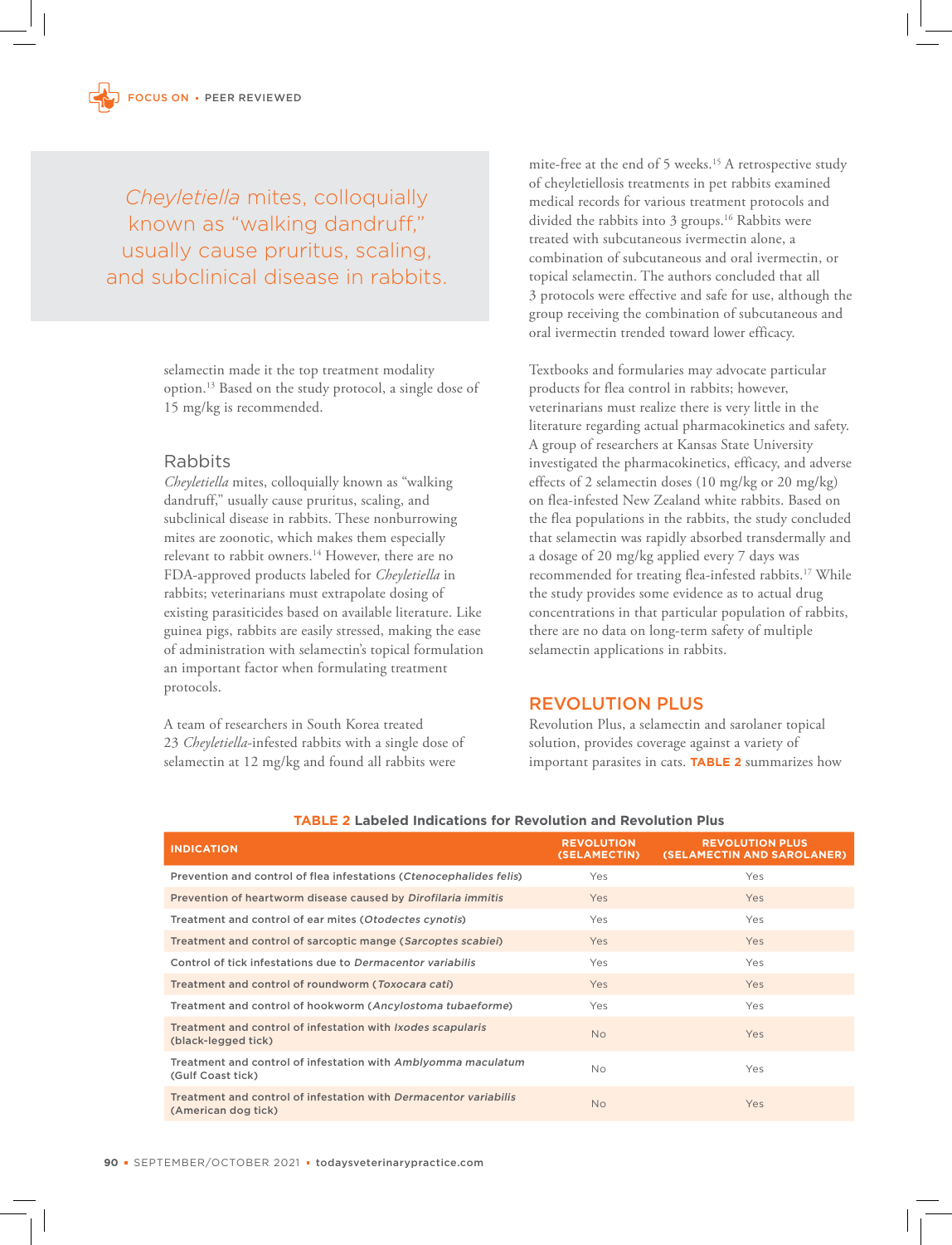> *Cheyletiella* mites, colloquially known as "walking dandruff," usually cause pruritus, scaling, and subclinical disease in rabbits.

selamectin made it the top treatment modality option.[13] Based on the study protocol, a single dose of 15 mg/kg is recommended.

## Rabbits

*Cheyletiella* mites, colloquially known as "walking dandruff," usually cause pruritus, scaling, and subclinical disease in rabbits. These nonburrowing mites are zoonotic, which makes them especially relevant to rabbit owners.[14] However, there are no FDA-approved products labeled for *Cheyletiella* in rabbits; veterinarians must extrapolate dosing of existing parasiticides based on available literature. Like guinea pigs, rabbits are easily stressed, making the ease of administration with selamectin's topical formulation an important factor when formulating treatment protocols.

A team of researchers in South Korea treated 23 *Cheyletiella*-infested rabbits with a single dose of selamectin at 12 mg/kg and found all rabbits were mite-free at the end of 5 weeks.[15] A retrospective study of cheyletiellosis treatments in pet rabbits examined medical records for various treatment protocols and divided the rabbits into 3 groups.[16] Rabbits were treated with subcutaneous ivermectin alone, a combination of subcutaneous and oral ivermectin, or topical selamectin. The authors concluded that all 3 protocols were effective and safe for use, although the group receiving the combination of subcutaneous and oral ivermectin trended toward lower efficacy.

Textbooks and formularies may advocate particular products for flea control in rabbits; however, veterinarians must realize there is very little in the literature regarding actual pharmacokinetics and safety. A group of researchers at Kansas State University investigated the pharmacokinetics, efficacy, and adverse effects of 2 selamectin doses (10 mg/kg or 20 mg/kg) on flea-infested New Zealand white rabbits. Based on the flea populations in the rabbits, the study concluded that selamectin was rapidly absorbed transdermally and a dosage of 20 mg/kg applied every 7 days was recommended for treating flea-infested rabbits.[17] While the study provides some evidence as to actual drug concentrations in that particular population of rabbits, there are no data on long-term safety of multiple selamectin applications in rabbits.

## REVOLUTION PLUS

Revolution Plus, a selamectin and sarolaner topical solution, provides coverage against a variety of important parasites in cats. **TABLE 2** summarizes how

**TABLE 2** Labeled Indications for Revolution and Revolution Plus

| INDICATION | REVOLUTION (SELAMECTIN) | REVOLUTION PLUS (SELAMECTIN AND SAROLANER) |
|---|---|---|
| Prevention and control of flea infestations (*Ctenocephalides felis*) | Yes | Yes |
| Prevention of heartworm disease caused by *Dirofilaria immitis* | Yes | Yes |
| Treatment and control of ear mites (*Otodectes cynotis*) | Yes | Yes |
| Treatment and control of sarcoptic mange (*Sarcoptes scabiei*) | Yes | Yes |
| Control of tick infestations due to *Dermacentor variabilis* | Yes | Yes |
| Treatment and control of roundworm (*Toxocara cati*) | Yes | Yes |
| Treatment and control of hookworm (*Ancylostoma tubaeforme*) | Yes | Yes |
| Treatment and control of infestation with *Ixodes scapularis* (black-legged tick) | No | Yes |
| Treatment and control of infestation with *Amblyomma maculatum* (Gulf Coast tick) | No | Yes |
| Treatment and control of infestation with *Dermacentor variabilis* (American dog tick) | No | Yes |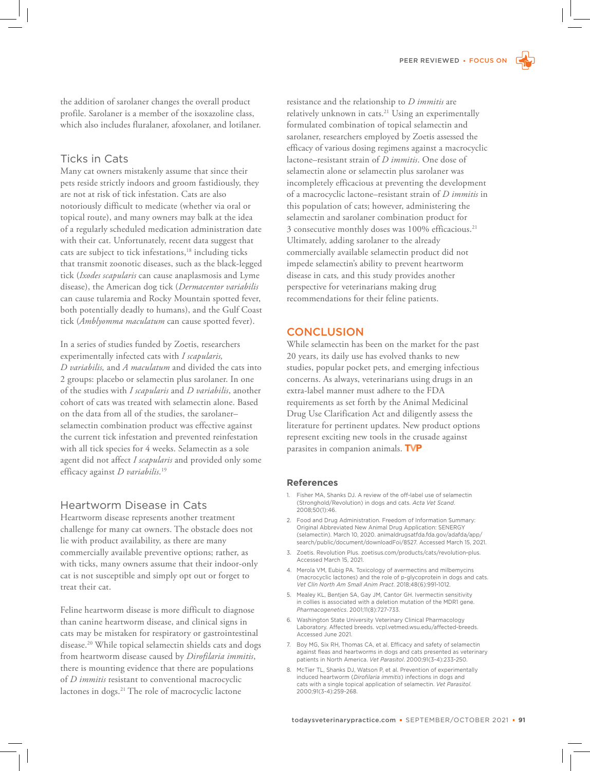the addition of sarolaner changes the overall product profile. Sarolaner is a member of the isoxazoline class, which also includes fluralaner, afoxolaner, and lotilaner.

## Ticks in Cats

Many cat owners mistakenly assume that since their pets reside strictly indoors and groom fastidiously, they are not at risk of tick infestation. Cats are also notoriously difficult to medicate (whether via oral or topical route), and many owners may balk at the idea of a regularly scheduled medication administration date with their cat. Unfortunately, recent data suggest that cats are subject to tick infestations,[18] including ticks that transmit zoonotic diseases, such as the black-legged tick (*Ixodes scapularis* can cause anaplasmosis and Lyme disease), the American dog tick (*Dermacentor variabilis* can cause tularemia and Rocky Mountain spotted fever, both potentially deadly to humans), and the Gulf Coast tick (*Amblyomma maculatum* can cause spotted fever).

In a series of studies funded by Zoetis, researchers experimentally infected cats with *I scapularis, D variabilis,* and *A maculatum* and divided the cats into 2 groups: placebo or selamectin plus sarolaner. In one of the studies with *I scapularis* and *D variabilis*, another cohort of cats was treated with selamectin alone. Based on the data from all of the studies, the sarolaner–selamectin combination product was effective against the current tick infestation and prevented reinfestation with all tick species for 4 weeks. Selamectin as a sole agent did not affect *I scapularis* and provided only some efficacy against *D variabilis*.[19]

## Heartworm Disease in Cats

Heartworm disease represents another treatment challenge for many cat owners. The obstacle does not lie with product availability, as there are many commercially available preventive options; rather, as with ticks, many owners assume that their indoor-only cat is not susceptible and simply opt out or forget to treat their cat.

Feline heartworm disease is more difficult to diagnose than canine heartworm disease, and clinical signs in cats may be mistaken for respiratory or gastrointestinal disease.[20] While topical selamectin shields cats and dogs from heartworm disease caused by *Dirofilaria immitis*, there is mounting evidence that there are populations of *D immitis* resistant to conventional macrocyclic lactones in dogs.[21] The role of macrocyclic lactone resistance and the relationship to *D immitis* are relatively unknown in cats.[21] Using an experimentally formulated combination of topical selamectin and sarolaner, researchers employed by Zoetis assessed the efficacy of various dosing regimens against a macrocyclic lactone–resistant strain of *D immitis*. One dose of selamectin alone or selamectin plus sarolaner was incompletely efficacious at preventing the development of a macrocyclic lactone–resistant strain of *D immitis* in this population of cats; however, administering the selamectin and sarolaner combination product for 3 consecutive monthly doses was 100% efficacious.[21] Ultimately, adding sarolaner to the already commercially available selamectin product did not impede selamectin's ability to prevent heartworm disease in cats, and this study provides another perspective for veterinarians making drug recommendations for their feline patients.

## CONCLUSION

While selamectin has been on the market for the past 20 years, its daily use has evolved thanks to new studies, popular pocket pets, and emerging infectious concerns. As always, veterinarians using drugs in an extra-label manner must adhere to the FDA requirements as set forth by the Animal Medicinal Drug Use Clarification Act and diligently assess the literature for pertinent updates. New product options represent exciting new tools in the crusade against parasites in companion animals. **TVP**

### References

1. Fisher MA, Shanks DJ. A review of the off-label use of selamectin (Stronghold/Revolution) in dogs and cats. *Acta Vet Scand*. 2008;50(1):46.
2. Food and Drug Administration. Freedom of Information Summary: Original Abbreviated New Animal Drug Application: SENERGY (selamectin). March 10, 2020. animaldrugsatfda.fda.gov/adafda/app/search/public/document/downloadFoi/8527. Accessed March 15, 2021.
3. Zoetis. Revolution Plus. zoetisus.com/products/cats/revolution-plus. Accessed March 15, 2021.
4. Merola VM, Eubig PA. Toxicology of avermectins and milbemycins (macrocyclic lactones) and the role of p-glycoprotein in dogs and cats. *Vet Clin North Am Small Anim Pract*. 2018;48(6):991-1012.
5. Mealey KL, Bentjen SA, Gay JM, Cantor GH. Ivermectin sensitivity in collies is associated with a deletion mutation of the MDR1 gene. *Pharmacogenetics*. 2001;11(8):727-733.
6. Washington State University Veterinary Clinical Pharmacology Laboratory. Affected breeds. vcpl.vetmed.wsu.edu/affected-breeds. Accessed June 2021.
7. Boy MG, Six RH, Thomas CA, et al. Efficacy and safety of selamectin against fleas and heartworms in dogs and cats presented as veterinary patients in North America. *Vet Parasitol*. 2000;91(3-4):233-250.
8. McTier TL, Shanks DJ, Watson P, et al. Prevention of experimentally induced heartworm (*Dirofilaria immitis*) infections in dogs and cats with a single topical application of selamectin. *Vet Parasitol*. 2000;91(3-4):259-268.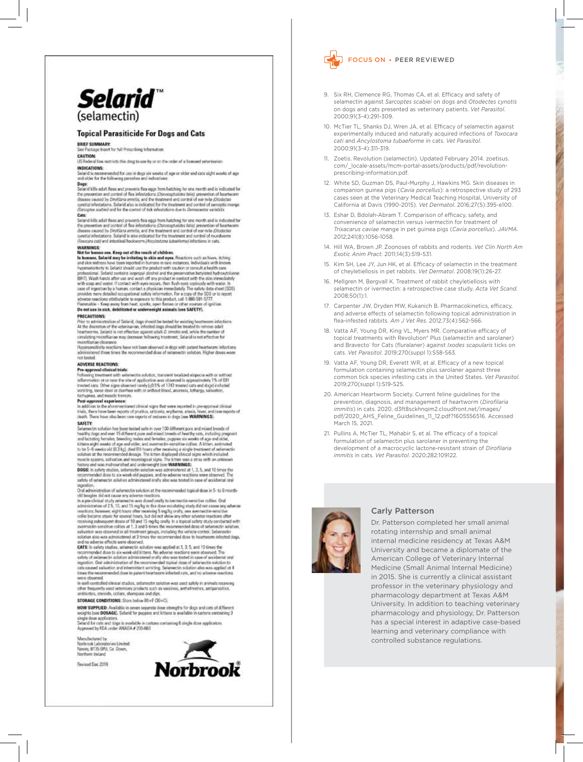# Selarid™
(selamectin)

## Topical Parasiticide For Dogs and Cats

**BRIEF SUMMARY:**
See Package Insert for full Prescribing Information

**CAUTION:**
US Federal law restricts this drug to use by or on the order of a licensed veterinarian.

**INDICATIONS:**
Selarid is recommended for use in dogs six weeks of age or older and cats eight weeks of age and older for the following parasites and indications:

**Dogs:**
Selarid kills adult fleas and prevents flea eggs from hatching for one month and is indicated for the prevention and control of flea infestations (*Ctenocephalides felis*), prevention of heartworm disease caused by *Dirofilaria immitis*, and the treatment and control of ear mite (*Otodectes cynotis*) infestations. Selarid also is indicated for the treatment and control of sarcoptic mange (*Sarcoptes scabiei*) and for the control of tick infestations due to *Dermacentor variabilis*.

**Cats:**
Selarid kills adult fleas and prevents flea eggs from hatching for one month and is indicated for the prevention and control of flea infestations (*Ctenocephalides felis*), prevention of heartworm disease caused by *Dirofilaria immitis*, and the treatment and control of ear mite (*Otodectes cynotis*) infestations. Selarid is also indicated for the treatment and control of roundworm (*Toxocara cati*) and intestinal hookworm (*Ancylostoma tubaeforme*) infections in cats.

**WARNINGS:**
**Not for human use. Keep out of the reach of children.**
**In humans, Selarid may be irritating to skin and eyes.** Reactions such as hives, itching and skin redness have been reported in humans in rare instances. Individuals with known hypersensitivity to Selarid should use the product with caution or consult a health care professional. Selarid contains isopropyl alcohol and the preservative butylated hydroxytoluene (BHT). Wash hands after use and wash off any product in contact with the skin immediately with soap and water. If contact with eyes occurs, then flush eyes copiously with water. In case of ingestion by a human, contact a physician immediately. The safety data sheet (SDS) provides more detailed occupational safety information. For a copy of the SDS or to report adverse reactions attributable to exposure to this product, call 1-866-591-5777.
Flammable – Keep away from heat, sparks, open flames or other sources of ignition.
**Do not use in sick, debilitated or underweight animals (see SAFETY).**

**PRECAUTIONS:**
Prior to administration of Selarid, dogs should be tested for existing heartworm infections. At the discretion of the veterinarian, infected dogs should be treated to remove adult heartworms. Selarid is not effective against adult *D. immitis* and, while the number of circulating microfilariae may decrease following treatment, Selarid is not effective for microfilariae clearance.
Hypersensitivity reactions have not been observed in dogs with patent heartworm infections administered three times the recommended dose of selamectin solution. Higher doses were not tested.

**ADVERSE REACTIONS:**
**Pre-approval clinical trials:**
Following treatment with selamectin solution, transient localized alopecia with or without inflammation at or near the site of application was observed in approximately 1% of 691 treated cats. Other signs observed rarely (≤0.5% of 1743 treated cats and dogs) included vomiting, loose stool or diarrhea with or without blood, anorexia, lethargy, salivation, tachypnea, and muscle tremors.
**Post-approval experience:**
In addition to the aforementioned clinical signs that were reported in pre-approval clinical trials, there have been reports of pruritus, urticaria, erythema, ataxia, fever, and rare reports of death. There have also been rare reports of seizures in dogs (see **WARNINGS**).

**SAFETY:**
Selamectin solution has been tested safe in over 100 different pure and mixed breeds of healthy dogs and over 15 different pure and mixed breeds of healthy cats, including pregnant and lactating females, breeding males and females, puppies six weeks of age and older, kittens eight weeks of age and older, and avermectin-sensitive collies. A kitten, estimated to be 5–6 weeks old (0.3 kg), died 8½ hours after receiving a single treatment of selamectin solution at the recommended dosage. The kitten displayed clinical signs which included muscle spasms, salivation and neurological signs. The kitten was a stray with an unknown history and was malnourished and underweight (see **WARNINGS**).
**DOGS:** In safety studies, selamectin solution was administered at 1, 3, 5, and 10 times the recommended dose to six-week-old puppies, and no adverse reactions were observed. The safety of selamectin solution administered orally also was tested in case of accidental oral ingestion.
Oral administration of selamectin solution at the recommended topical dose in 5- to 8-month-old beagles did not cause any adverse reactions.
In a pre-clinical study selamectin was dosed orally to ivermectin-sensitive collies. Oral administration of 2.5, 10, and 15 mg/kg in this dose escalating study did not cause any adverse reactions; however, eight hours after receiving 5 mg/kg orally, one avermectin-sensitive collie became ataxic for several hours, but did not show any other adverse reactions after receiving subsequent doses of 10 and 15 mg/kg orally. In a topical safety study conducted with avermectin-sensitive collies at 1, 3 and 5 times the recommended dose of selamectin solution, salivation was observed in all treatment groups, including the vehicle control. Selamectin solution also was administered at 3 times the recommended dose to heartworm infected dogs, and no adverse effects were observed.
**CATS:** In safety studies, selamectin solution was applied at 1, 3, 5, and 10 times the recommended dose to six-week-old kittens. No adverse reactions were observed. The safety of selamectin solution administered orally also was tested in case of accidental oral ingestion. Oral administration of the recommended topical dose of selamectin solution to cats caused salivation and intermittent vomiting. Selamectin solution also was applied at 4 times the recommended dose to patent heartworm infected cats, and no adverse reactions were observed.
In well-controlled clinical studies, selamectin solution was used safely in animals receiving other frequently used veterinary products such as vaccines, anthelmintics, antiparasitics, antibiotics, steroids, collars, shampoos and dips.

**STORAGE CONDITIONS:** Store below 86°F (30°C).

**HOW SUPPLIED:** Available in seven separate dose strengths for dogs and cats of different weights (see **DOSAGE**). Selarid for puppies and kittens is available in cartons containing 3 single dose applicators.
Selarid for cats and dogs is available in cartons containing 6 single dose applicators.
Approved by FDA under ANADA # 200-663

Manufactured by:
Norbrook Laboratories Limited
Newry, BT35 6PU, Co. Down,
Northern Ireland

Revised Dec 2019

Norbrook®

---

FOCUS ON • PEER REVIEWED

9. Six RH, Clemence RG, Thomas CA, et al. Efficacy and safety of selamectin against *Sarcoptes scabiei* on dogs and *Otodectes cynotis* on dogs and cats presented as veterinary patients. *Vet Parasitol*. 2000;91(3-4):291-309.
10. McTier TL, Shanks DJ, Wren JA, et al. Efficacy of selamectin against experimentally induced and naturally acquired infections of *Toxocara cati* and *Ancylostoma tubaeforme* in cats. *Vet Parasitol*. 2000;91(3-4):311-319.
11. Zoetis. Revolution (selamectin). Updated February 2014. zoetisus.com/_locale-assets/mcm-portal-assets/products/pdf/revolution-prescribing-information.pdf.
12. White SD, Guzman DS, Paul-Murphy J, Hawkins MG. Skin diseases in companion guinea pigs (*Cavia porcellus*): a retrospective study of 293 cases seen at the Veterinary Medical Teaching Hospital, University of California at Davis (1990-2015). *Vet Dermatol*. 2016;27(5):395-e100.
13. Eshar D, Bdolah-Abram T. Comparison of efficacy, safety, and convenience of selamectin versus ivermectin for treatment of *Trixacarus caviae* mange in pet guinea pigs (*Cavia porcellus*). *JAVMA*. 2012;241(8):1056-1058.
14. Hill WA, Brown JP. Zoonoses of rabbits and rodents. *Vet Clin North Am Exotic Anim Pract*. 2011;14(3):519-531.
15. Kim SH, Lee JY, Jun HK, et al. Efficacy of selamectin in the treatment of cheyletiellosis in pet rabbits. *Vet Dermatol*. 2008;19(1):26-27.
16. Mellgren M, Bergvall K. Treatment of rabbit cheyletiellosis with selamectin or ivermectin: a retrospective case study. *Acta Vet Scand*. 2008;50(1):1.
17. Carpenter JW, Dryden MW, Kukanich B. Pharmacokinetics, efficacy, and adverse effects of selamectin following topical administration in flea-infested rabbits. *Am J Vet Res*. 2012;73(4):562-566.
18. Vatta AF, Young DR, King VL, Myers MR. Comparative efficacy of topical treatments with Revolution® Plus (selamectin and sarolaner) and Bravecto® for Cats (fluralaner) against *Ixodes scapularis* ticks on cats. *Vet Parasitol*. 2019;270(suppl 1):S58-S63.
19. Vatta AF, Young DR, Everett WR, et al. Efficacy of a new topical formulation containing selamectin plus sarolaner against three common tick species infesting cats in the United States. *Vet Parasitol*. 2019;270(suppl 1):S19-S25.
20. American Heartworm Society. Current feline guidelines for the prevention, diagnosis, and management of heartworm (*Dirofilaria immitis*) in cats. 2020. d3ft8sckhnqim2.cloudfront.net/images/pdf/2020_AHS_Feline_Guidelines_11_12.pdf?1605556516. Accessed March 15, 2021.
21. Pullins A, McTier TL, Mahabir S, et al. The efficacy of a topical formulation of selamectin plus sarolaner in preventing the development of a macrocyclic lactone-resistant strain of *Dirofilaria immitis* in cats. *Vet Parasitol*. 2020;282:109122.

### Carly Patterson

Dr. Patterson completed her small animal rotating internship and small animal internal medicine residency at Texas A&M University and became a diplomate of the American College of Veterinary Internal Medicine (Small Animal Internal Medicine) in 2015. She is currently a clinical assistant professor in the veterinary physiology and pharmacology department at Texas A&M University. In addition to teaching veterinary pharmacology and physiology, Dr. Patterson has a special interest in adaptive case-based learning and veterinary compliance with controlled substance regulations.